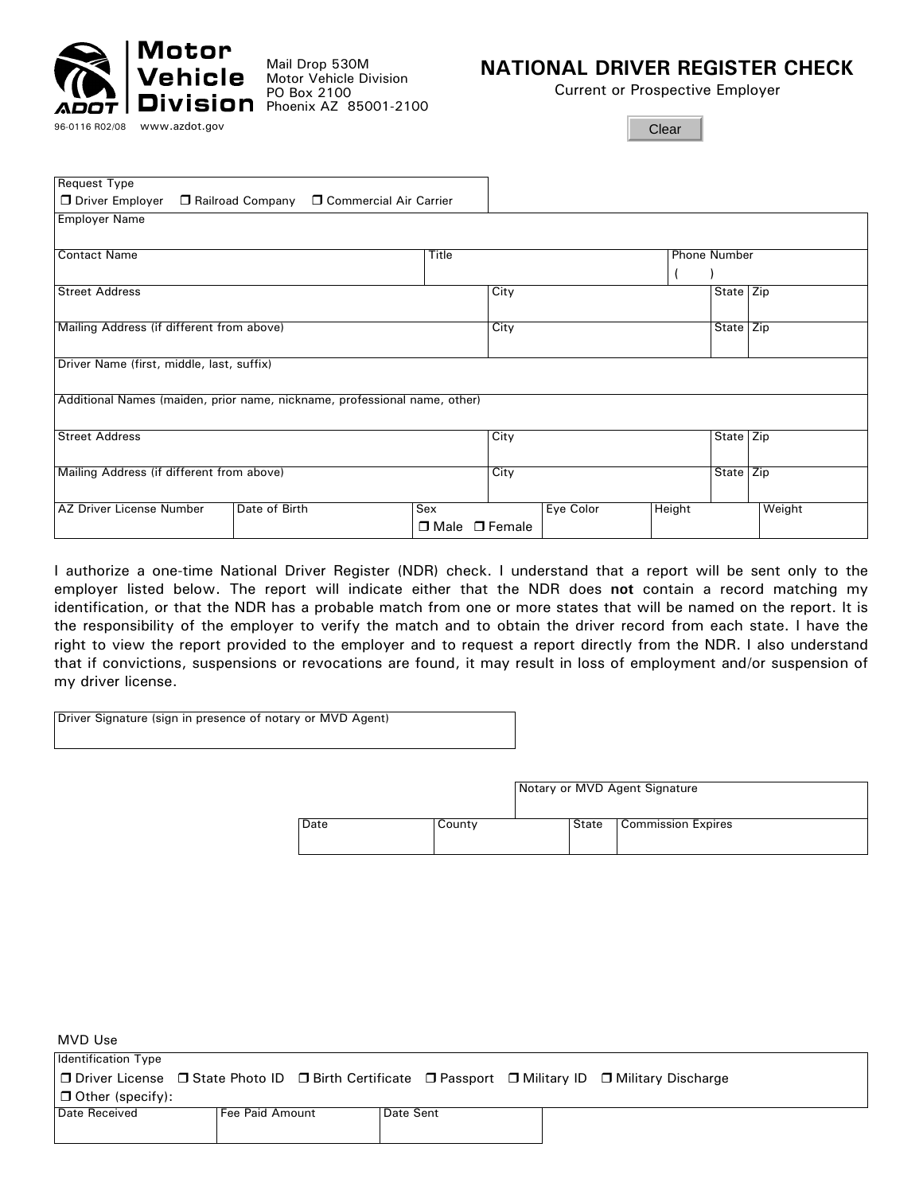**Motor Vehicle Division** ADOT

Mail Drop 530M
Motor Vehicle Division
PO Box 2100
Phoenix AZ 85001-2100

96-0116 R02/08 www.azdot.gov

# NATIONAL DRIVER REGISTER CHECK

Current or Prospective Employer

Clear

| Request Type | | | | | |
|---|---|---|---|---|---|
| ❐ Driver Employer ❐ Railroad Company ❐ Commercial Air Carrier | | | | | |
| Employer Name | | | | | |
| Contact Name | | Title | | Phone Number ( ) | |
| Street Address | | City | | State | Zip |
| Mailing Address (if different from above) | | City | | State | Zip |
| Driver Name (first, middle, last, suffix) | | | | | |
| Additional Names (maiden, prior name, nickname, professional name, other) | | | | | |
| Street Address | | City | | State | Zip |
| Mailing Address (if different from above) | | City | | State | Zip |

| AZ Driver License Number | Date of Birth | Sex ❐ Male ❐ Female | Eye Color | Height | Weight |
|---|---|---|---|---|---|
| | | | | | |

I authorize a one-time National Driver Register (NDR) check. I understand that a report will be sent only to the employer listed below. The report will indicate either that the NDR does **not** contain a record matching my identification, or that the NDR has a probable match from one or more states that will be named on the report. It is the responsibility of the employer to verify the match and to obtain the driver record from each state. I have the right to view the report provided to the employer and to request a report directly from the NDR. I also understand that if convictions, suspensions or revocations are found, it may result in loss of employment and/or suspension of my driver license.

| Driver Signature (sign in presence of notary or MVD Agent) |
|---|
| |

| Notary or MVD Agent Signature | | | |
|---|---|---|---|
| Date | County | State | Commission Expires |
| | | | |

MVD Use

| Identification Type | | |
|---|---|---|
| ❐ Driver License ❐ State Photo ID ❐ Birth Certificate ❐ Passport ❐ Military ID ❐ Military Discharge ❐ Other (specify): | | |
| Date Received | Fee Paid Amount | Date Sent |
| | | |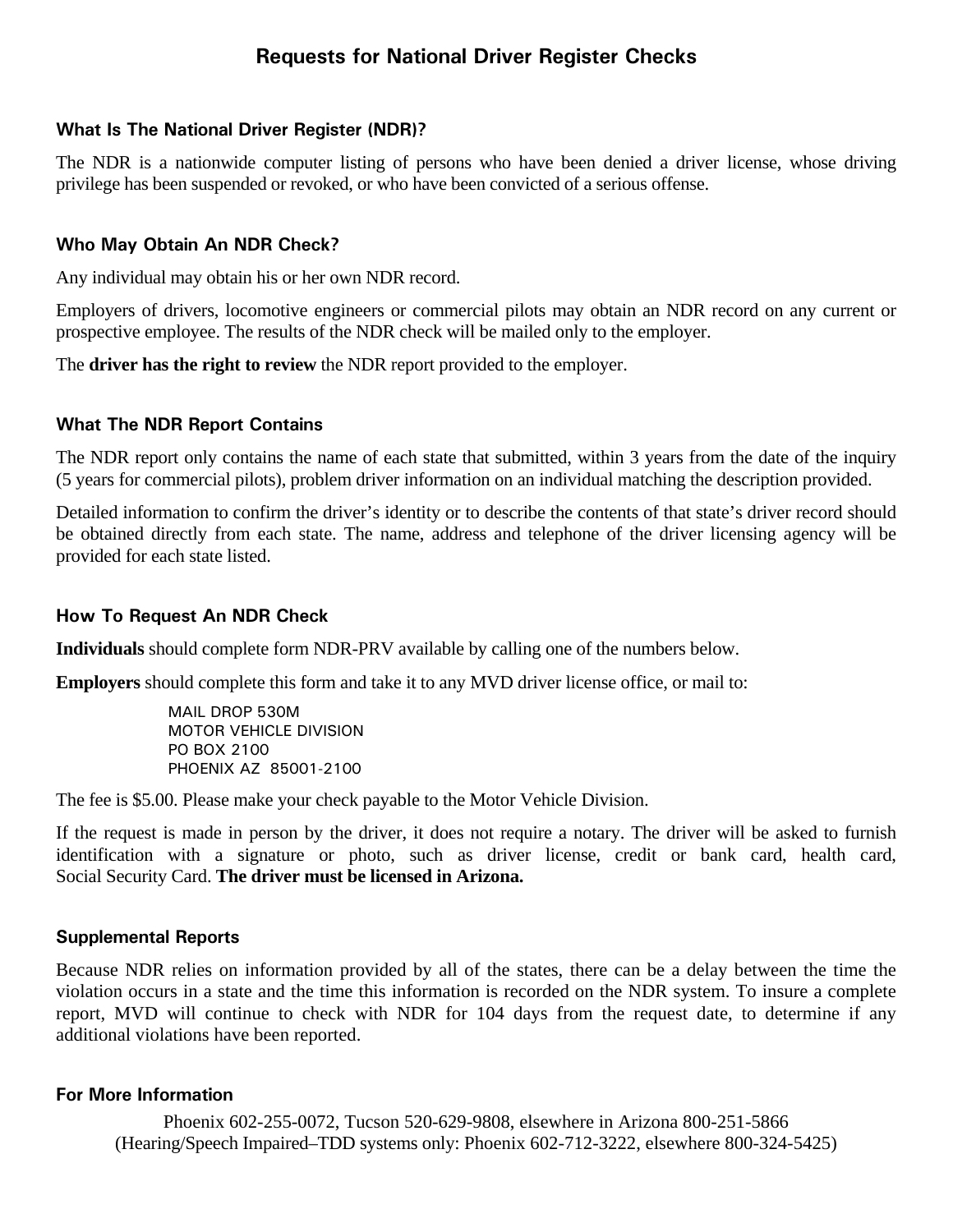# Requests for National Driver Register Checks

## What Is The National Driver Register (NDR)?

The NDR is a nationwide computer listing of persons who have been denied a driver license, whose driving privilege has been suspended or revoked, or who have been convicted of a serious offense.

## Who May Obtain An NDR Check?

Any individual may obtain his or her own NDR record.

Employers of drivers, locomotive engineers or commercial pilots may obtain an NDR record on any current or prospective employee. The results of the NDR check will be mailed only to the employer.

The **driver has the right to review** the NDR report provided to the employer.

## What The NDR Report Contains

The NDR report only contains the name of each state that submitted, within 3 years from the date of the inquiry (5 years for commercial pilots), problem driver information on an individual matching the description provided.

Detailed information to confirm the driver's identity or to describe the contents of that state's driver record should be obtained directly from each state. The name, address and telephone of the driver licensing agency will be provided for each state listed.

## How To Request An NDR Check

**Individuals** should complete form NDR-PRV available by calling one of the numbers below.

**Employers** should complete this form and take it to any MVD driver license office, or mail to:

MAIL DROP 530M
MOTOR VEHICLE DIVISION
PO BOX 2100
PHOENIX AZ 85001-2100

The fee is $5.00. Please make your check payable to the Motor Vehicle Division.

If the request is made in person by the driver, it does not require a notary. The driver will be asked to furnish identification with a signature or photo, such as driver license, credit or bank card, health card, Social Security Card. **The driver must be licensed in Arizona.**

## Supplemental Reports

Because NDR relies on information provided by all of the states, there can be a delay between the time the violation occurs in a state and the time this information is recorded on the NDR system. To insure a complete report, MVD will continue to check with NDR for 104 days from the request date, to determine if any additional violations have been reported.

## For More Information

Phoenix 602-255-0072, Tucson 520-629-9808, elsewhere in Arizona 800-251-5866
(Hearing/Speech Impaired–TDD systems only: Phoenix 602-712-3222, elsewhere 800-324-5425)